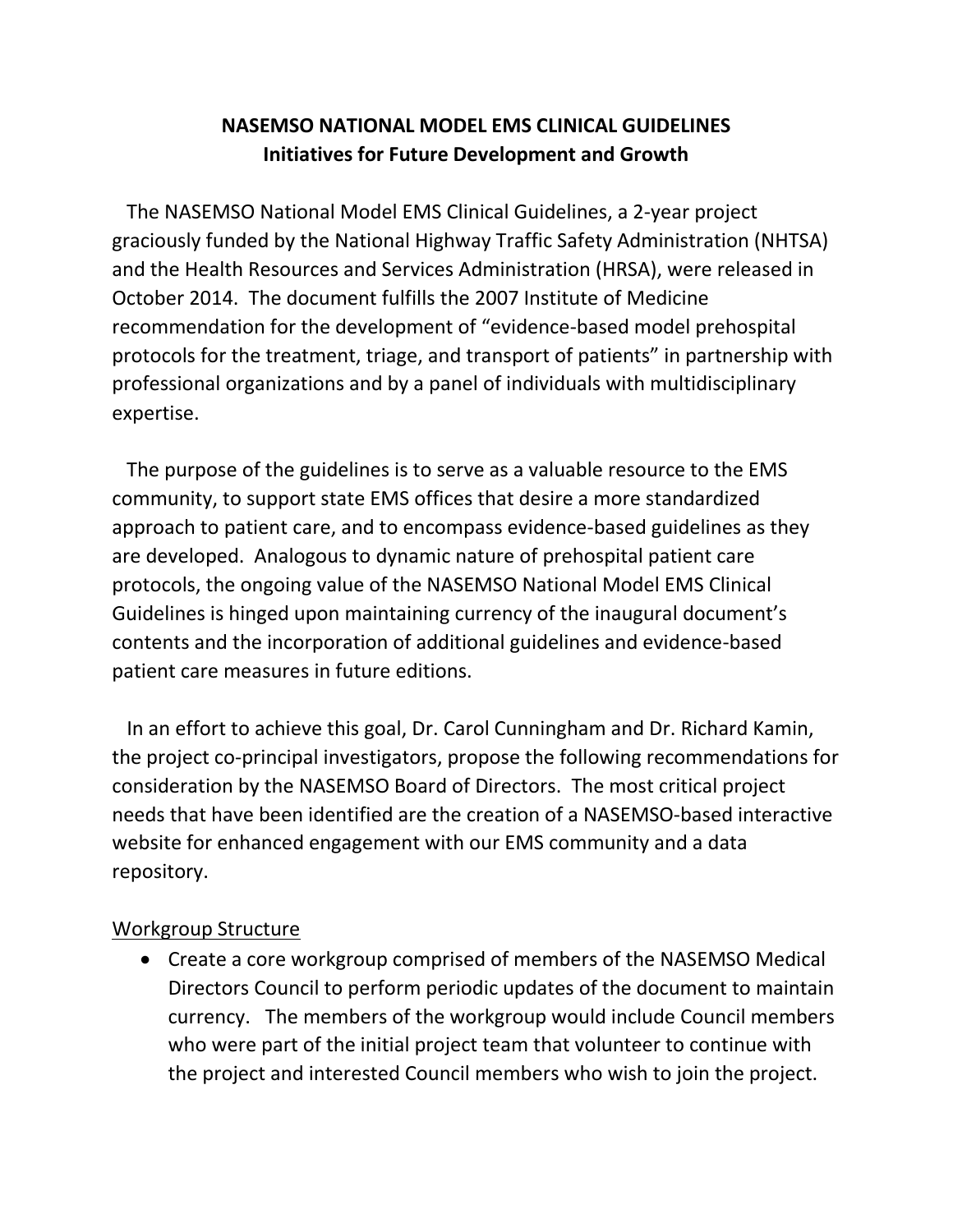# NASEMSO NATIONAL MODEL EMS CLINICAL GUIDELINES
## Initiatives for Future Development and Growth

The NASEMSO National Model EMS Clinical Guidelines, a 2-year project graciously funded by the National Highway Traffic Safety Administration (NHTSA) and the Health Resources and Services Administration (HRSA), were released in October 2014. The document fulfills the 2007 Institute of Medicine recommendation for the development of "evidence-based model prehospital protocols for the treatment, triage, and transport of patients" in partnership with professional organizations and by a panel of individuals with multidisciplinary expertise.

The purpose of the guidelines is to serve as a valuable resource to the EMS community, to support state EMS offices that desire a more standardized approach to patient care, and to encompass evidence-based guidelines as they are developed. Analogous to dynamic nature of prehospital patient care protocols, the ongoing value of the NASEMSO National Model EMS Clinical Guidelines is hinged upon maintaining currency of the inaugural document's contents and the incorporation of additional guidelines and evidence-based patient care measures in future editions.

In an effort to achieve this goal, Dr. Carol Cunningham and Dr. Richard Kamin, the project co-principal investigators, propose the following recommendations for consideration by the NASEMSO Board of Directors. The most critical project needs that have been identified are the creation of a NASEMSO-based interactive website for enhanced engagement with our EMS community and a data repository.

<u>Workgroup Structure</u>

- Create a core workgroup comprised of members of the NASEMSO Medical Directors Council to perform periodic updates of the document to maintain currency. The members of the workgroup would include Council members who were part of the initial project team that volunteer to continue with the project and interested Council members who wish to join the project.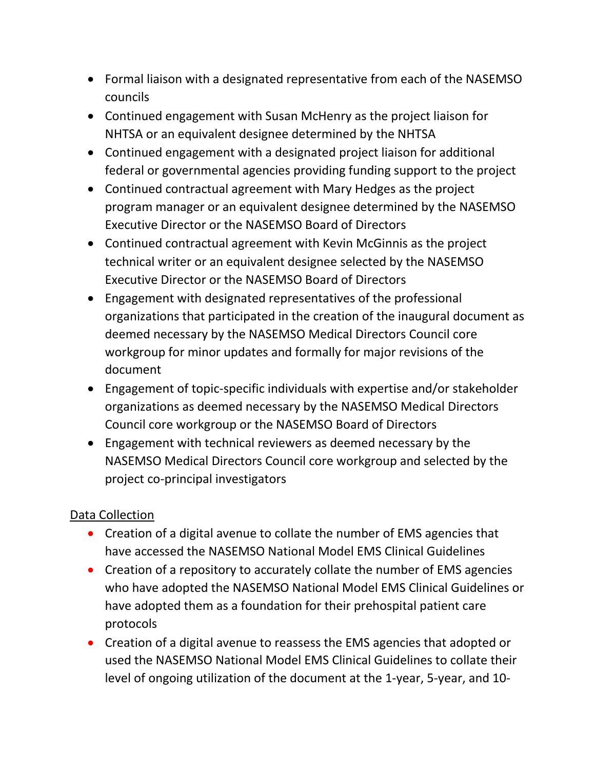- Formal liaison with a designated representative from each of the NASEMSO councils
- Continued engagement with Susan McHenry as the project liaison for NHTSA or an equivalent designee determined by the NHTSA
- Continued engagement with a designated project liaison for additional federal or governmental agencies providing funding support to the project
- Continued contractual agreement with Mary Hedges as the project program manager or an equivalent designee determined by the NASEMSO Executive Director or the NASEMSO Board of Directors
- Continued contractual agreement with Kevin McGinnis as the project technical writer or an equivalent designee selected by the NASEMSO Executive Director or the NASEMSO Board of Directors
- Engagement with designated representatives of the professional organizations that participated in the creation of the inaugural document as deemed necessary by the NASEMSO Medical Directors Council core workgroup for minor updates and formally for major revisions of the document
- Engagement of topic-specific individuals with expertise and/or stakeholder organizations as deemed necessary by the NASEMSO Medical Directors Council core workgroup or the NASEMSO Board of Directors
- Engagement with technical reviewers as deemed necessary by the NASEMSO Medical Directors Council core workgroup and selected by the project co-principal investigators

<u>Data Collection</u>

- Creation of a digital avenue to collate the number of EMS agencies that have accessed the NASEMSO National Model EMS Clinical Guidelines
- Creation of a repository to accurately collate the number of EMS agencies who have adopted the NASEMSO National Model EMS Clinical Guidelines or have adopted them as a foundation for their prehospital patient care protocols
- Creation of a digital avenue to reassess the EMS agencies that adopted or used the NASEMSO National Model EMS Clinical Guidelines to collate their level of ongoing utilization of the document at the 1-year, 5-year, and 10-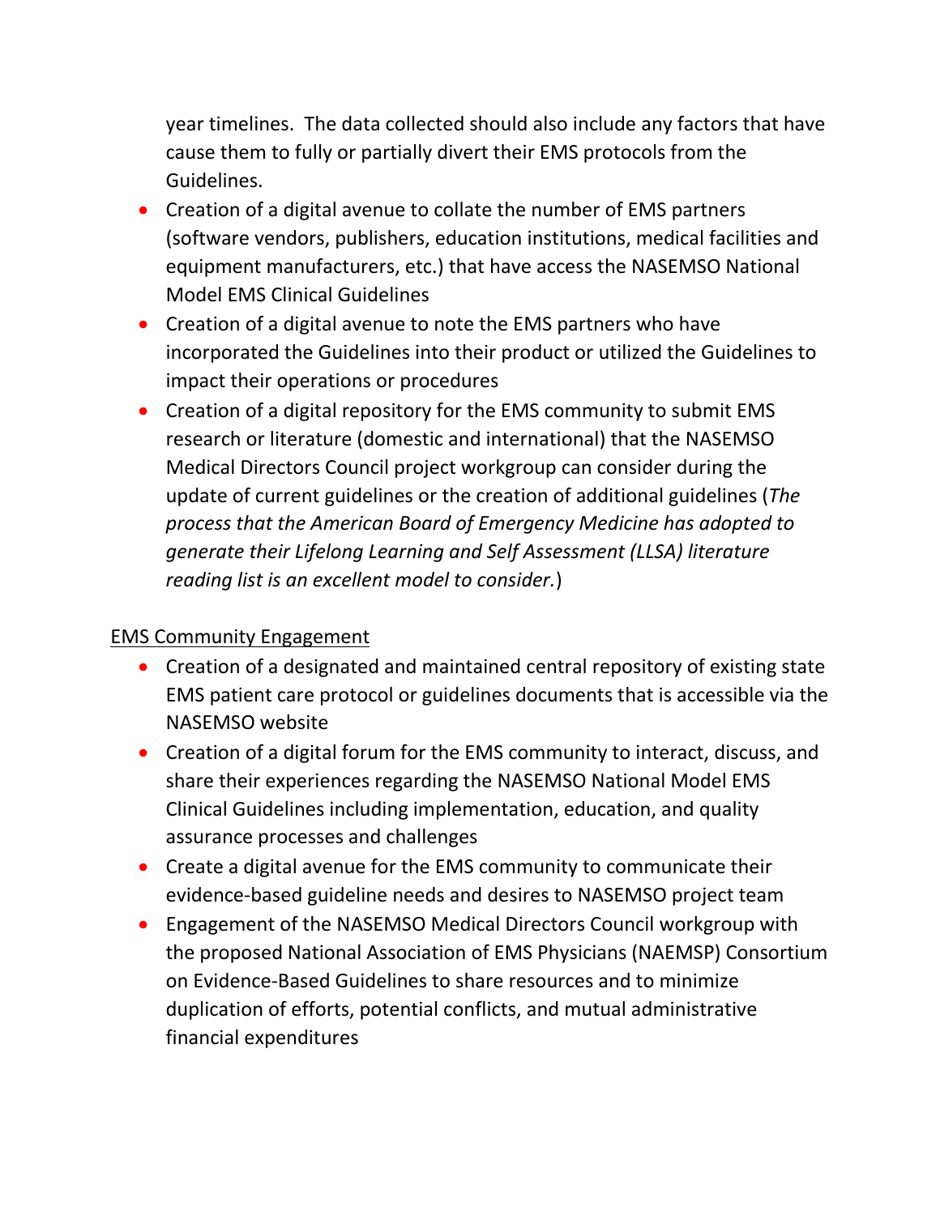year timelines.  The data collected should also include any factors that have cause them to fully or partially divert their EMS protocols from the Guidelines.

- Creation of a digital avenue to collate the number of EMS partners (software vendors, publishers, education institutions, medical facilities and equipment manufacturers, etc.) that have access the NASEMSO National Model EMS Clinical Guidelines
- Creation of a digital avenue to note the EMS partners who have incorporated the Guidelines into their product or utilized the Guidelines to impact their operations or procedures
- Creation of a digital repository for the EMS community to submit EMS research or literature (domestic and international) that the NASEMSO Medical Directors Council project workgroup can consider during the update of current guidelines or the creation of additional guidelines (*The process that the American Board of Emergency Medicine has adopted to generate their Lifelong Learning and Self Assessment (LLSA) literature reading list is an excellent model to consider.*)

<u>EMS Community Engagement</u>

- Creation of a designated and maintained central repository of existing state EMS patient care protocol or guidelines documents that is accessible via the NASEMSO website
- Creation of a digital forum for the EMS community to interact, discuss, and share their experiences regarding the NASEMSO National Model EMS Clinical Guidelines including implementation, education, and quality assurance processes and challenges
- Create a digital avenue for the EMS community to communicate their evidence-based guideline needs and desires to NASEMSO project team
- Engagement of the NASEMSO Medical Directors Council workgroup with the proposed National Association of EMS Physicians (NAEMSP) Consortium on Evidence-Based Guidelines to share resources and to minimize duplication of efforts, potential conflicts, and mutual administrative financial expenditures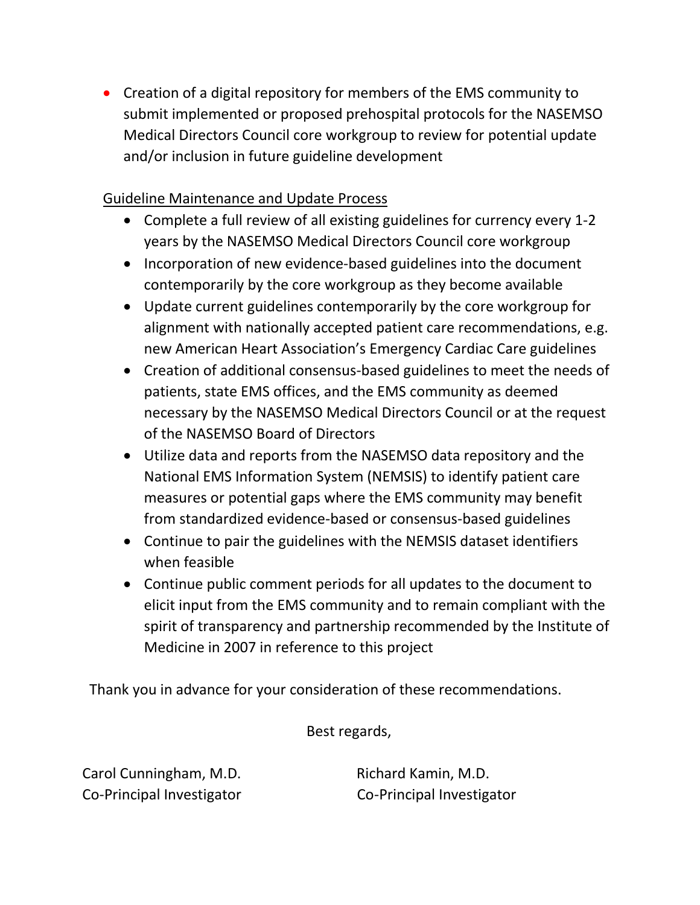- Creation of a digital repository for members of the EMS community to submit implemented or proposed prehospital protocols for the NASEMSO Medical Directors Council core workgroup to review for potential update and/or inclusion in future guideline development

<u>Guideline Maintenance and Update Process</u>

- Complete a full review of all existing guidelines for currency every 1-2 years by the NASEMSO Medical Directors Council core workgroup
- Incorporation of new evidence-based guidelines into the document contemporarily by the core workgroup as they become available
- Update current guidelines contemporarily by the core workgroup for alignment with nationally accepted patient care recommendations, e.g. new American Heart Association's Emergency Cardiac Care guidelines
- Creation of additional consensus-based guidelines to meet the needs of patients, state EMS offices, and the EMS community as deemed necessary by the NASEMSO Medical Directors Council or at the request of the NASEMSO Board of Directors
- Utilize data and reports from the NASEMSO data repository and the National EMS Information System (NEMSIS) to identify patient care measures or potential gaps where the EMS community may benefit from standardized evidence-based or consensus-based guidelines
- Continue to pair the guidelines with the NEMSIS dataset identifiers when feasible
- Continue public comment periods for all updates to the document to elicit input from the EMS community and to remain compliant with the spirit of transparency and partnership recommended by the Institute of Medicine in 2007 in reference to this project

Thank you in advance for your consideration of these recommendations.

Best regards,

Carol Cunningham, M.D.
Co-Principal Investigator

Richard Kamin, M.D.
Co-Principal Investigator